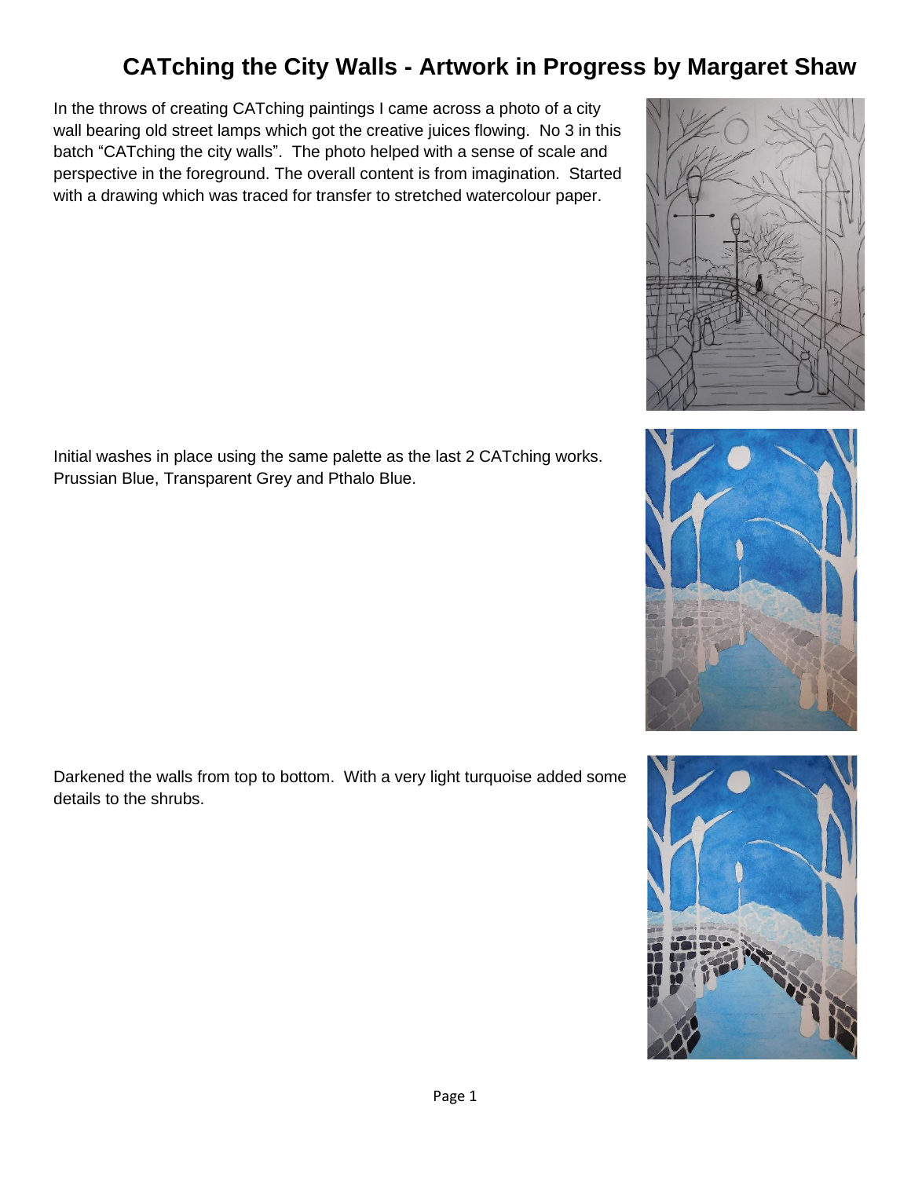# CATching the City Walls - Artwork in Progress by Margaret Shaw

In the throws of creating CATching paintings I came across a photo of a city wall bearing old street lamps which got the creative juices flowing. No 3 in this batch "CATching the city walls". The photo helped with a sense of scale and perspective in the foreground. The overall content is from imagination. Started with a drawing which was traced for transfer to stretched watercolour paper.

Initial washes in place using the same palette as the last 2 CATching works. Prussian Blue, Transparent Grey and Pthalo Blue.

Darkened the walls from top to bottom. With a very light turquoise added some details to the shrubs.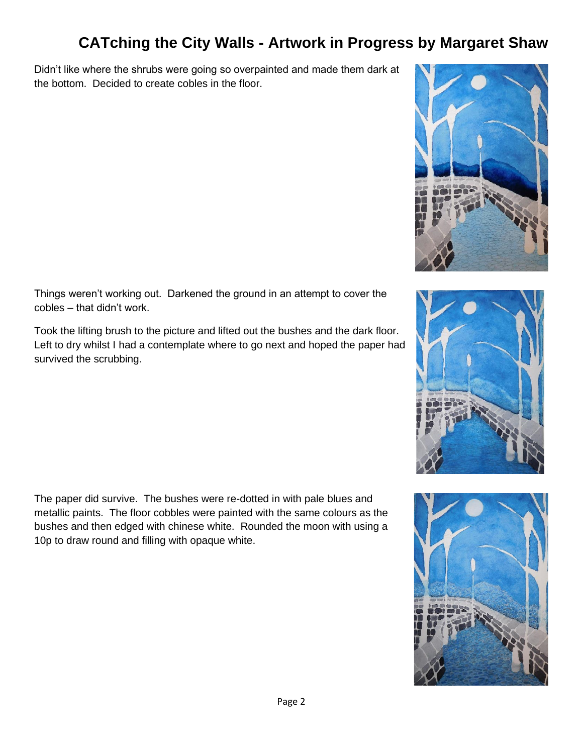# CATching the City Walls - Artwork in Progress by Margaret Shaw

Didn't like where the shrubs were going so overpainted and made them dark at the bottom. Decided to create cobles in the floor.

Things weren't working out. Darkened the ground in an attempt to cover the cobles – that didn't work.

Took the lifting brush to the picture and lifted out the bushes and the dark floor. Left to dry whilst I had a contemplate where to go next and hoped the paper had survived the scrubbing.

The paper did survive. The bushes were re-dotted in with pale blues and metallic paints. The floor cobbles were painted with the same colours as the bushes and then edged with chinese white. Rounded the moon with using a 10p to draw round and filling with opaque white.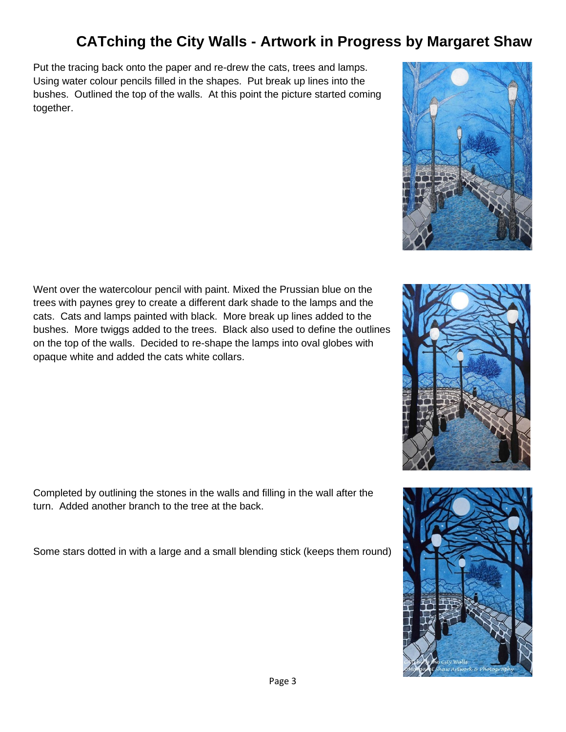# CATching the City Walls - Artwork in Progress by Margaret Shaw

Put the tracing back onto the paper and re-drew the cats, trees and lamps. Using water colour pencils filled in the shapes. Put break up lines into the bushes. Outlined the top of the walls. At this point the picture started coming together.

Went over the watercolour pencil with paint. Mixed the Prussian blue on the trees with paynes grey to create a different dark shade to the lamps and the cats. Cats and lamps painted with black. More break up lines added to the bushes. More twiggs added to the trees. Black also used to define the outlines on the top of the walls. Decided to re-shape the lamps into oval globes with opaque white and added the cats white collars.

Completed by outlining the stones in the walls and filling in the wall after the turn. Added another branch to the tree at the back.

Some stars dotted in with a large and a small blending stick (keeps them round)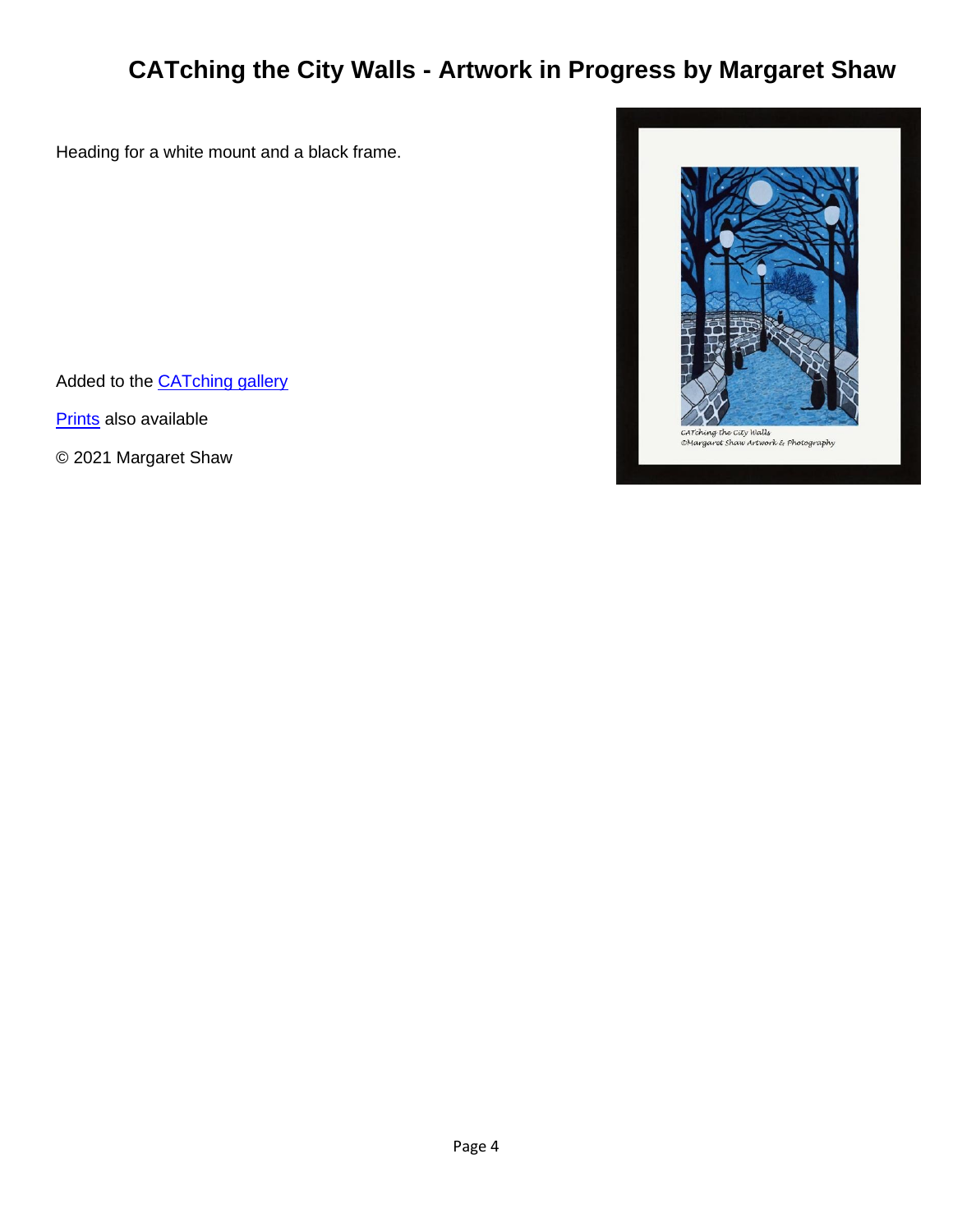# CATching the City Walls - Artwork in Progress by Margaret Shaw

Heading for a white mount and a black frame.

Added to the CATching gallery

Prints also available

© 2021 Margaret Shaw